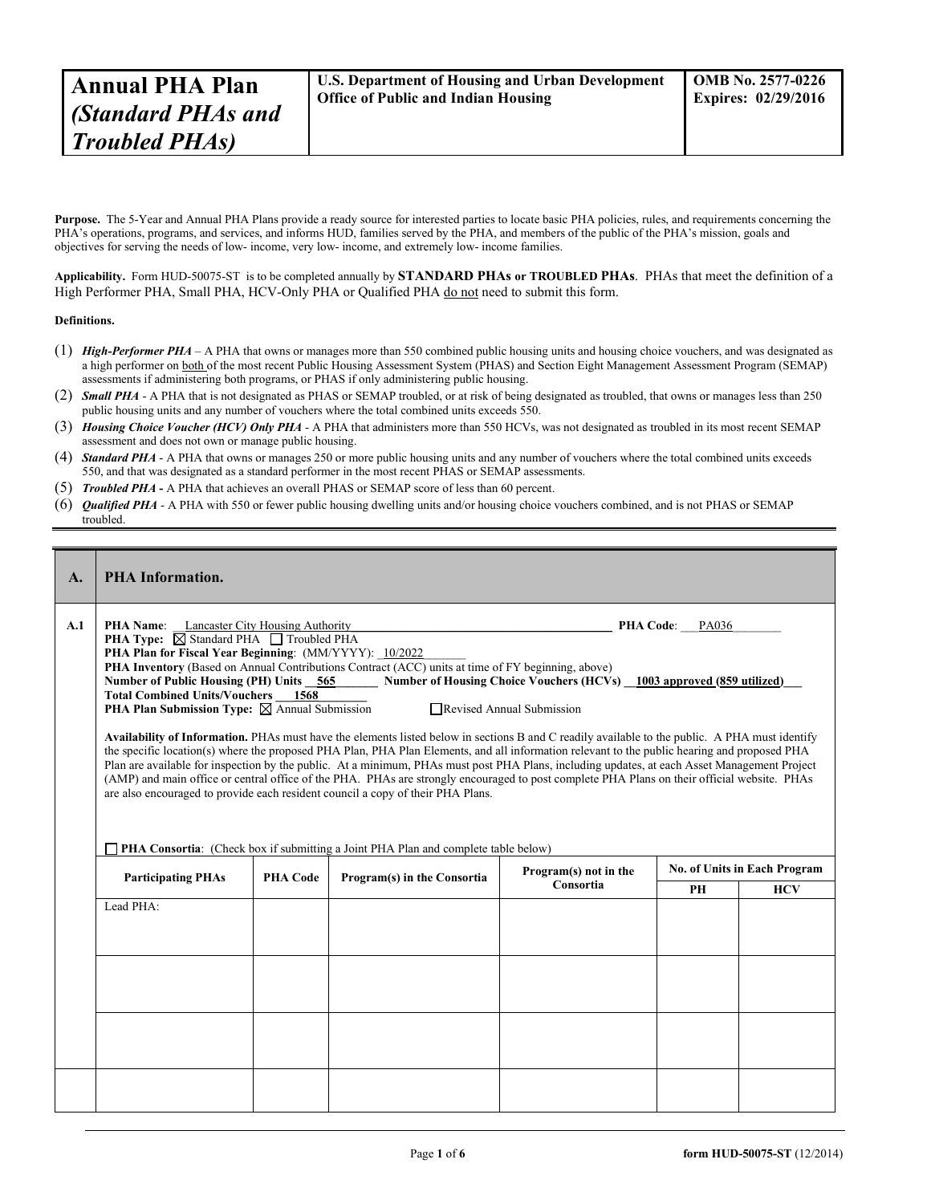| **Annual PHA Plan** *(Standard PHAs and Troubled PHAs)* | **U.S. Department of Housing and Urban Development Office of Public and Indian Housing** | **OMB No. 2577-0226 Expires: 02/29/2016** |
|---|---|---|

**Purpose.** The 5-Year and Annual PHA Plans provide a ready source for interested parties to locate basic PHA policies, rules, and requirements concerning the PHA's operations, programs, and services, and informs HUD, families served by the PHA, and members of the public of the PHA's mission, goals and objectives for serving the needs of low- income, very low- income, and extremely low- income families.

**Applicability.** Form HUD-50075-ST is to be completed annually by **STANDARD PHAs or TROUBLED PHAs**. PHAs that meet the definition of a High Performer PHA, Small PHA, HCV-Only PHA or Qualified PHA do not need to submit this form.

**Definitions.**

(1) ***High-Performer PHA*** – A PHA that owns or manages more than 550 combined public housing units and housing choice vouchers, and was designated as a high performer on both of the most recent Public Housing Assessment System (PHAS) and Section Eight Management Assessment Program (SEMAP) assessments if administering both programs, or PHAS if only administering public housing.

(2) ***Small PHA*** - A PHA that is not designated as PHAS or SEMAP troubled, or at risk of being designated as troubled, that owns or manages less than 250 public housing units and any number of vouchers where the total combined units exceeds 550.

(3) ***Housing Choice Voucher (HCV) Only PHA*** - A PHA that administers more than 550 HCVs, was not designated as troubled in its most recent SEMAP assessment and does not own or manage public housing.

(4) ***Standard PHA*** - A PHA that owns or manages 250 or more public housing units and any number of vouchers where the total combined units exceeds 550, and that was designated as a standard performer in the most recent PHAS or SEMAP assessments.

(5) ***Troubled PHA*** **-** A PHA that achieves an overall PHAS or SEMAP score of less than 60 percent.

(6) ***Qualified PHA*** - A PHA with 550 or fewer public housing dwelling units and/or housing choice vouchers combined, and is not PHAS or SEMAP troubled.

## A. PHA Information.

**A.1**

**PHA Name**: Lancaster City Housing Authority **PHA Code**: PA036

**PHA Type:** ☒ Standard PHA ☐ Troubled PHA

**PHA Plan for Fiscal Year Beginning**: (MM/YYYY): 10/2022

**PHA Inventory** (Based on Annual Contributions Contract (ACC) units at time of FY beginning, above)

**Number of Public Housing (PH) Units** 565 **Number of Housing Choice Vouchers (HCVs)** 1003 approved (859 utilized)

**Total Combined Units/Vouchers** 1568

**PHA Plan Submission Type:** ☒ Annual Submission ☐ Revised Annual Submission

**Availability of Information.** PHAs must have the elements listed below in sections B and C readily available to the public. A PHA must identify the specific location(s) where the proposed PHA Plan, PHA Plan Elements, and all information relevant to the public hearing and proposed PHA Plan are available for inspection by the public. At a minimum, PHAs must post PHA Plans, including updates, at each Asset Management Project (AMP) and main office or central office of the PHA. PHAs are strongly encouraged to post complete PHA Plans on their official website. PHAs are also encouraged to provide each resident council a copy of their PHA Plans.

☐ **PHA Consortia**: (Check box if submitting a Joint PHA Plan and complete table below)

| Participating PHAs | PHA Code | Program(s) in the Consortia | Program(s) not in the Consortia | No. of Units in Each Program | |
|---|---|---|---|---|---|
| | | | | PH | HCV |
| Lead PHA: | | | | | |
| | | | | | |
| | | | | | |
| | | | | | |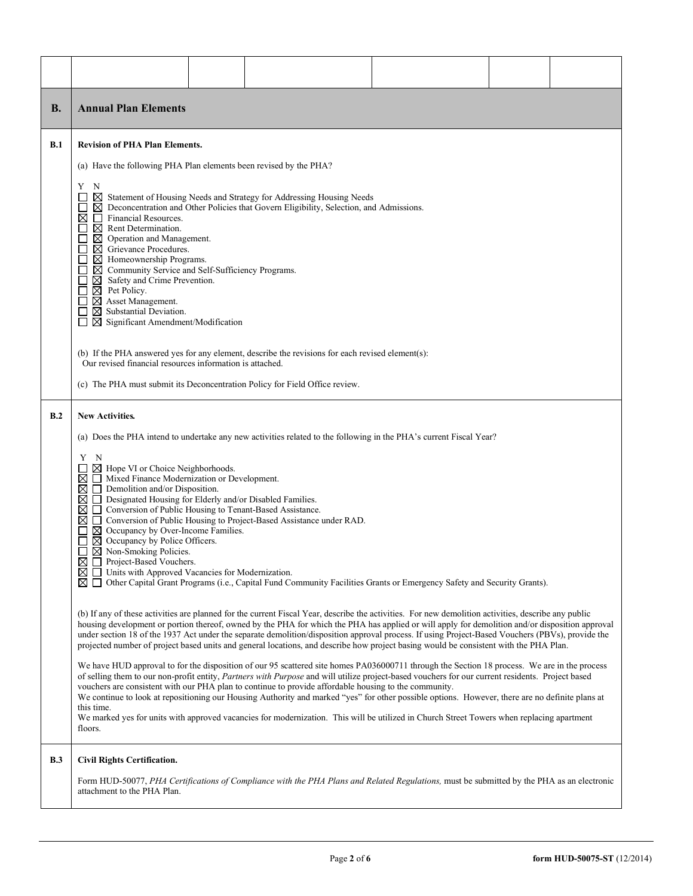| | | | | | | |
|---|---|---|---|---|---|---|
| | | | | | | |

## B. Annual Plan Elements

**B.1 Revision of PHA Plan Elements.**

(a) Have the following PHA Plan elements been revised by the PHA?

Y N
☐ ☒ Statement of Housing Needs and Strategy for Addressing Housing Needs
☐ ☒ Deconcentration and Other Policies that Govern Eligibility, Selection, and Admissions.
☒ ☐ Financial Resources.
☐ ☒ Rent Determination.
☐ ☒ Operation and Management.
☐ ☒ Grievance Procedures.
☐ ☒ Homeownership Programs.
☐ ☒ Community Service and Self-Sufficiency Programs.
☐ ☒ Safety and Crime Prevention.
☐ ☒ Pet Policy.
☐ ☒ Asset Management.
☐ ☒ Substantial Deviation.
☐ ☒ Significant Amendment/Modification

(b) If the PHA answered yes for any element, describe the revisions for each revised element(s):
Our revised financial resources information is attached.

(c) The PHA must submit its Deconcentration Policy for Field Office review.

**B.2 New Activities.**

(a) Does the PHA intend to undertake any new activities related to the following in the PHA's current Fiscal Year?

Y N
☐ ☒ Hope VI or Choice Neighborhoods.
☒ ☐ Mixed Finance Modernization or Development.
☒ ☐ Demolition and/or Disposition.
☒ ☐ Designated Housing for Elderly and/or Disabled Families.
☒ ☐ Conversion of Public Housing to Tenant-Based Assistance.
☒ ☐ Conversion of Public Housing to Project-Based Assistance under RAD.
☐ ☒ Occupancy by Over-Income Families.
☐ ☒ Occupancy by Police Officers.
☐ ☒ Non-Smoking Policies.
☒ ☐ Project-Based Vouchers.
☒ ☐ Units with Approved Vacancies for Modernization.
☒ ☐ Other Capital Grant Programs (i.e., Capital Fund Community Facilities Grants or Emergency Safety and Security Grants).

(b) If any of these activities are planned for the current Fiscal Year, describe the activities. For new demolition activities, describe any public housing development or portion thereof, owned by the PHA for which the PHA has applied or will apply for demolition and/or disposition approval under section 18 of the 1937 Act under the separate demolition/disposition approval process. If using Project-Based Vouchers (PBVs), provide the projected number of project based units and general locations, and describe how project basing would be consistent with the PHA Plan.

We have HUD approval to for the disposition of our 95 scattered site homes PA036000711 through the Section 18 process. We are in the process of selling them to our non-profit entity, *Partners with Purpose* and will utilize project-based vouchers for our current residents. Project based vouchers are consistent with our PHA plan to continue to provide affordable housing to the community.
We continue to look at repositioning our Housing Authority and marked "yes" for other possible options. However, there are no definite plans at this time.
We marked yes for units with approved vacancies for modernization. This will be utilized in Church Street Towers when replacing apartment floors.

**B.3 Civil Rights Certification.**

Form HUD-50077, *PHA Certifications of Compliance with the PHA Plans and Related Regulations,* must be submitted by the PHA as an electronic attachment to the PHA Plan.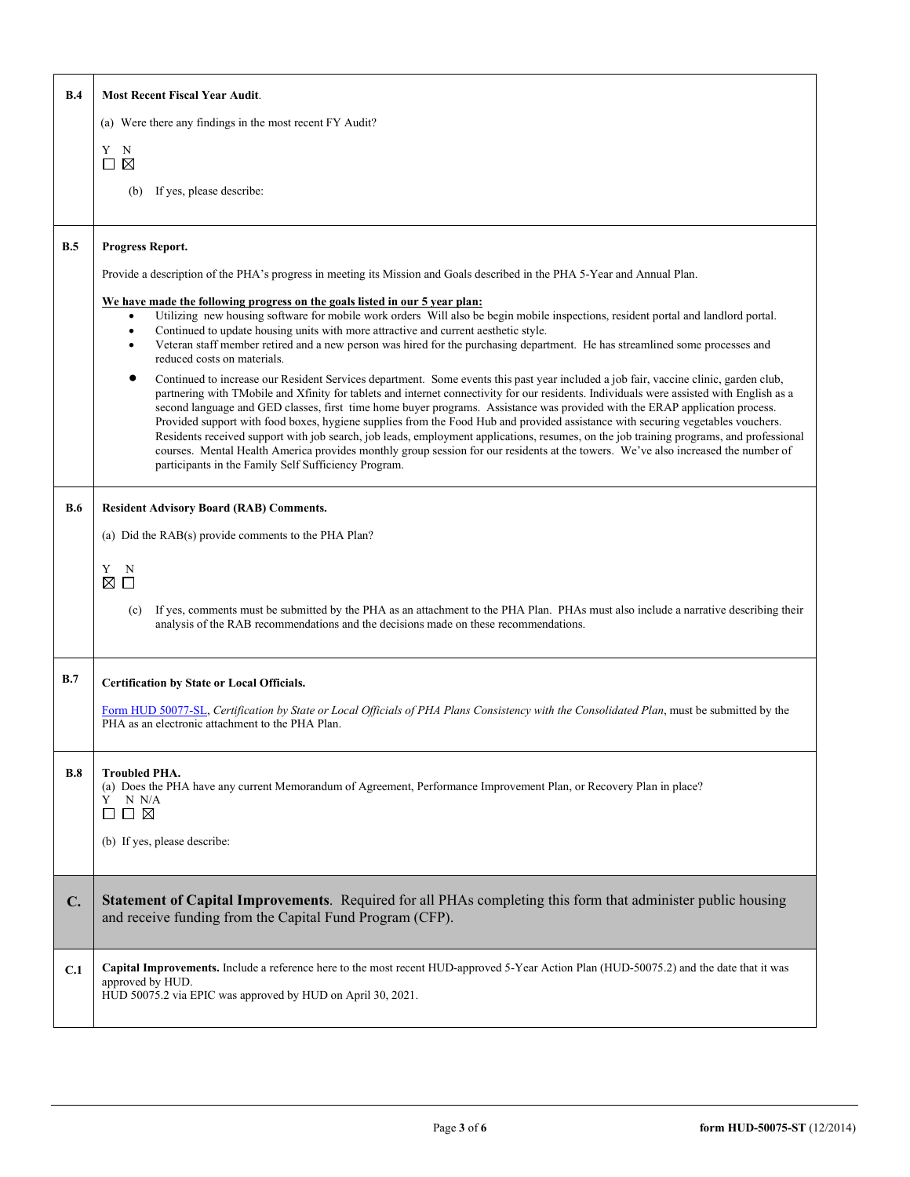**B.4 Most Recent Fiscal Year Audit.**

(a) Were there any findings in the most recent FY Audit?

Y N
☐ ☒

(b) If yes, please describe:

**B.5 Progress Report.**

Provide a description of the PHA's progress in meeting its Mission and Goals described in the PHA 5-Year and Annual Plan.

**We have made the following progress on the goals listed in our 5 year plan:**

- Utilizing new housing software for mobile work orders Will also be begin mobile inspections, resident portal and landlord portal.
- Continued to update housing units with more attractive and current aesthetic style.
- Veteran staff member retired and a new person was hired for the purchasing department. He has streamlined some processes and reduced costs on materials.
- Continued to increase our Resident Services department. Some events this past year included a job fair, vaccine clinic, garden club, partnering with TMobile and Xfinity for tablets and internet connectivity for our residents. Individuals were assisted with English as a second language and GED classes, first time home buyer programs. Assistance was provided with the ERAP application process. Provided support with food boxes, hygiene supplies from the Food Hub and provided assistance with securing vegetables vouchers. Residents received support with job search, job leads, employment applications, resumes, on the job training programs, and professional courses. Mental Health America provides monthly group session for our residents at the towers. We've also increased the number of participants in the Family Self Sufficiency Program.

**B.6 Resident Advisory Board (RAB) Comments.**

(a) Did the RAB(s) provide comments to the PHA Plan?

Y N
☒ ☐

(c) If yes, comments must be submitted by the PHA as an attachment to the PHA Plan. PHAs must also include a narrative describing their analysis of the RAB recommendations and the decisions made on these recommendations.

**B.7 Certification by State or Local Officials.**

Form HUD 50077-SL, *Certification by State or Local Officials of PHA Plans Consistency with the Consolidated Plan*, must be submitted by the PHA as an electronic attachment to the PHA Plan.

**B.8 Troubled PHA.**

(a) Does the PHA have any current Memorandum of Agreement, Performance Improvement Plan, or Recovery Plan in place?

Y N N/A
☐ ☐ ☒

(b) If yes, please describe:

## C. Statement of Capital Improvements. Required for all PHAs completing this form that administer public housing and receive funding from the Capital Fund Program (CFP).

**C.1 Capital Improvements.** Include a reference here to the most recent HUD-approved 5-Year Action Plan (HUD-50075.2) and the date that it was approved by HUD.

HUD 50075.2 via EPIC was approved by HUD on April 30, 2021.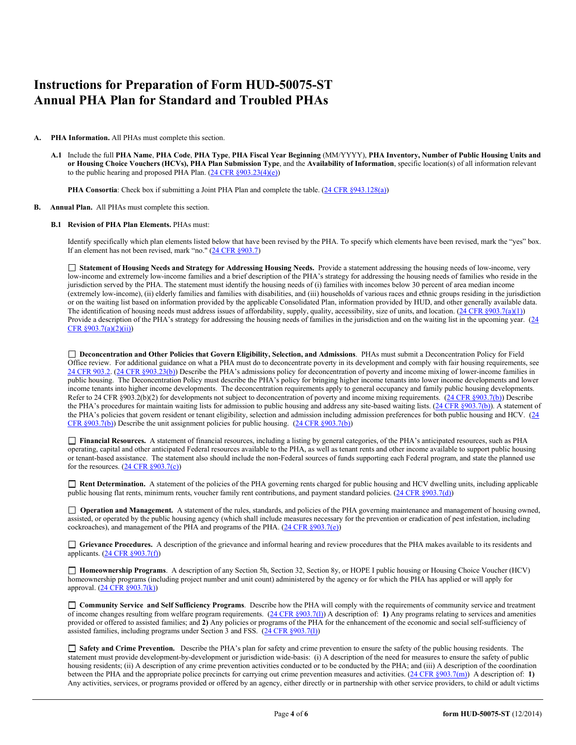# Instructions for Preparation of Form HUD-50075-ST Annual PHA Plan for Standard and Troubled PHAs

**A. PHA Information.** All PHAs must complete this section.

**A.1** Include the full **PHA Name**, **PHA Code**, **PHA Type**, **PHA Fiscal Year Beginning** (MM/YYYY), **PHA Inventory, Number of Public Housing Units and or Housing Choice Vouchers (HCVs), PHA Plan Submission Type**, and the **Availability of Information**, specific location(s) of all information relevant to the public hearing and proposed PHA Plan. (24 CFR §903.23(4)(e))

**PHA Consortia**: Check box if submitting a Joint PHA Plan and complete the table. (24 CFR §943.128(a))

**B. Annual Plan.** All PHAs must complete this section.

**B.1 Revision of PHA Plan Elements.** PHAs must:

Identify specifically which plan elements listed below that have been revised by the PHA. To specify which elements have been revised, mark the "yes" box. If an element has not been revised, mark "no." (24 CFR §903.7)

☐ **Statement of Housing Needs and Strategy for Addressing Housing Needs.** Provide a statement addressing the housing needs of low-income, very low-income and extremely low-income families and a brief description of the PHA's strategy for addressing the housing needs of families who reside in the jurisdiction served by the PHA. The statement must identify the housing needs of (i) families with incomes below 30 percent of area median income (extremely low-income), (ii) elderly families and families with disabilities, and (iii) households of various races and ethnic groups residing in the jurisdiction or on the waiting list based on information provided by the applicable Consolidated Plan, information provided by HUD, and other generally available data. The identification of housing needs must address issues of affordability, supply, quality, accessibility, size of units, and location. (24 CFR §903.7(a)(1)) Provide a description of the PHA's strategy for addressing the housing needs of families in the jurisdiction and on the waiting list in the upcoming year. (24 CFR §903.7(a)(2)(ii))

☐ **Deconcentration and Other Policies that Govern Eligibility, Selection, and Admissions**. PHAs must submit a Deconcentration Policy for Field Office review. For additional guidance on what a PHA must do to deconcentrate poverty in its development and comply with fair housing requirements, see 24 CFR 903.2. (24 CFR §903.23(b)) Describe the PHA's admissions policy for deconcentration of poverty and income mixing of lower-income families in public housing. The Deconcentration Policy must describe the PHA's policy for bringing higher income tenants into lower income developments and lower income tenants into higher income developments. The deconcentration requirements apply to general occupancy and family public housing developments. Refer to 24 CFR §903.2(b)(2) for developments not subject to deconcentration of poverty and income mixing requirements. (24 CFR §903.7(b)) Describe the PHA's procedures for maintain waiting lists for admission to public housing and address any site-based waiting lists. (24 CFR §903.7(b)). A statement of the PHA's policies that govern resident or tenant eligibility, selection and admission including admission preferences for both public housing and HCV. (24 CFR §903.7(b)) Describe the unit assignment policies for public housing. (24 CFR §903.7(b))

☐ **Financial Resources.** A statement of financial resources, including a listing by general categories, of the PHA's anticipated resources, such as PHA operating, capital and other anticipated Federal resources available to the PHA, as well as tenant rents and other income available to support public housing or tenant-based assistance. The statement also should include the non-Federal sources of funds supporting each Federal program, and state the planned use for the resources. (24 CFR §903.7(c))

☐ **Rent Determination.** A statement of the policies of the PHA governing rents charged for public housing and HCV dwelling units, including applicable public housing flat rents, minimum rents, voucher family rent contributions, and payment standard policies. (24 CFR §903.7(d))

☐ **Operation and Management.** A statement of the rules, standards, and policies of the PHA governing maintenance and management of housing owned, assisted, or operated by the public housing agency (which shall include measures necessary for the prevention or eradication of pest infestation, including cockroaches), and management of the PHA and programs of the PHA. (24 CFR §903.7(e))

☐ **Grievance Procedures.** A description of the grievance and informal hearing and review procedures that the PHA makes available to its residents and applicants. (24 CFR §903.7(f))

☐ **Homeownership Programs**. A description of any Section 5h, Section 32, Section 8y, or HOPE I public housing or Housing Choice Voucher (HCV) homeownership programs (including project number and unit count) administered by the agency or for which the PHA has applied or will apply for approval. (24 CFR §903.7(k))

☐ **Community Service and Self Sufficiency Programs**. Describe how the PHA will comply with the requirements of community service and treatment of income changes resulting from welfare program requirements. (24 CFR §903.7(l)) A description of: **1)** Any programs relating to services and amenities provided or offered to assisted families; and **2)** Any policies or programs of the PHA for the enhancement of the economic and social self-sufficiency of assisted families, including programs under Section 3 and FSS. (24 CFR §903.7(l))

☐ **Safety and Crime Prevention.** Describe the PHA's plan for safety and crime prevention to ensure the safety of the public housing residents. The statement must provide development-by-development or jurisdiction wide-basis: (i) A description of the need for measures to ensure the safety of public housing residents; (ii) A description of any crime prevention activities conducted or to be conducted by the PHA; and (iii) A description of the coordination between the PHA and the appropriate police precincts for carrying out crime prevention measures and activities. (24 CFR §903.7(m)) A description of: **1)** Any activities, services, or programs provided or offered by an agency, either directly or in partnership with other service providers, to child or adult victims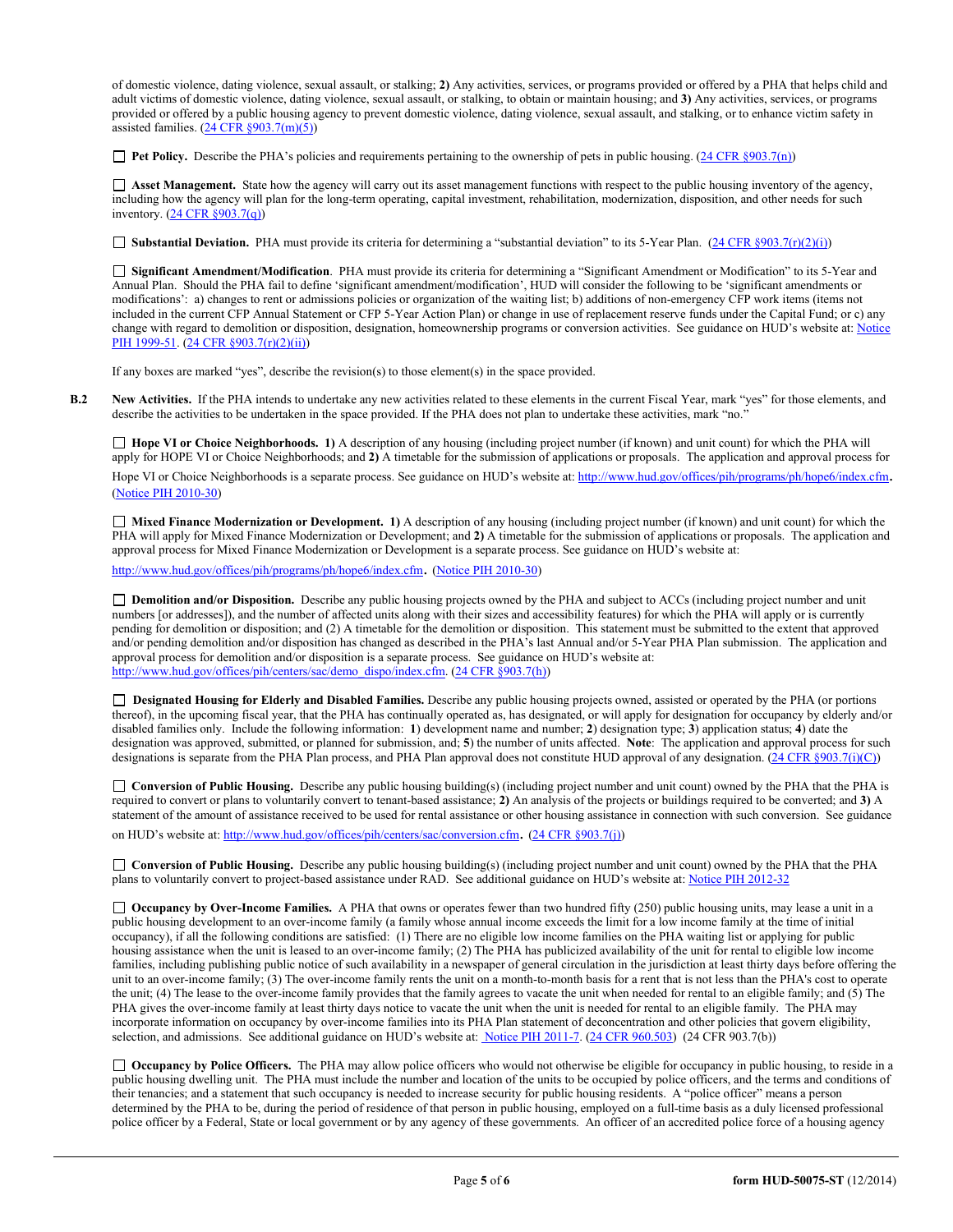of domestic violence, dating violence, sexual assault, or stalking; **2)** Any activities, services, or programs provided or offered by a PHA that helps child and adult victims of domestic violence, dating violence, sexual assault, or stalking, to obtain or maintain housing; and **3)** Any activities, services, or programs provided or offered by a public housing agency to prevent domestic violence, dating violence, sexual assault, and stalking, or to enhance victim safety in assisted families. (24 CFR §903.7(m)(5))

☐ **Pet Policy.** Describe the PHA's policies and requirements pertaining to the ownership of pets in public housing. (24 CFR §903.7(n))

☐ **Asset Management.** State how the agency will carry out its asset management functions with respect to the public housing inventory of the agency, including how the agency will plan for the long-term operating, capital investment, rehabilitation, modernization, disposition, and other needs for such inventory. (24 CFR §903.7(q))

☐ **Substantial Deviation.** PHA must provide its criteria for determining a "substantial deviation" to its 5-Year Plan. (24 CFR §903.7(r)(2)(i))

☐ **Significant Amendment/Modification**. PHA must provide its criteria for determining a "Significant Amendment or Modification" to its 5-Year and Annual Plan. Should the PHA fail to define 'significant amendment/modification', HUD will consider the following to be 'significant amendments or modifications': a) changes to rent or admissions policies or organization of the waiting list; b) additions of non-emergency CFP work items (items not included in the current CFP Annual Statement or CFP 5-Year Action Plan) or change in use of replacement reserve funds under the Capital Fund; or c) any change with regard to demolition or disposition, designation, homeownership programs or conversion activities. See guidance on HUD's website at: Notice PIH 1999-51. (24 CFR §903.7(r)(2)(ii))

If any boxes are marked "yes", describe the revision(s) to those element(s) in the space provided.

**B.2** **New Activities.** If the PHA intends to undertake any new activities related to these elements in the current Fiscal Year, mark "yes" for those elements, and describe the activities to be undertaken in the space provided. If the PHA does not plan to undertake these activities, mark "no."

☐ **Hope VI or Choice Neighborhoods. 1)** A description of any housing (including project number (if known) and unit count) for which the PHA will apply for HOPE VI or Choice Neighborhoods; and **2)** A timetable for the submission of applications or proposals. The application and approval process for Hope VI or Choice Neighborhoods is a separate process. See guidance on HUD's website at: http://www.hud.gov/offices/pih/programs/ph/hope6/index.cfm. (Notice PIH 2010-30)

☐ **Mixed Finance Modernization or Development. 1)** A description of any housing (including project number (if known) and unit count) for which the PHA will apply for Mixed Finance Modernization or Development; and **2)** A timetable for the submission of applications or proposals. The application and approval process for Mixed Finance Modernization or Development is a separate process. See guidance on HUD's website at: http://www.hud.gov/offices/pih/programs/ph/hope6/index.cfm. (Notice PIH 2010-30)

☐ **Demolition and/or Disposition.** Describe any public housing projects owned by the PHA and subject to ACCs (including project number and unit numbers [or addresses]), and the number of affected units along with their sizes and accessibility features) for which the PHA will apply or is currently pending for demolition or disposition; and (2) A timetable for the demolition or disposition. This statement must be submitted to the extent that approved and/or pending demolition and/or disposition has changed as described in the PHA's last Annual and/or 5-Year PHA Plan submission. The application and approval process for demolition and/or disposition is a separate process. See guidance on HUD's website at: http://www.hud.gov/offices/pih/centers/sac/demo_dispo/index.cfm. (24 CFR §903.7(h))

☐ **Designated Housing for Elderly and Disabled Families.** Describe any public housing projects owned, assisted or operated by the PHA (or portions thereof), in the upcoming fiscal year, that the PHA has continually operated as, has designated, or will apply for designation for occupancy by elderly and/or disabled families only. Include the following information: **1**) development name and number; **2**) designation type; **3**) application status; **4**) date the designation was approved, submitted, or planned for submission, and; **5**) the number of units affected. **Note**: The application and approval process for such designations is separate from the PHA Plan process, and PHA Plan approval does not constitute HUD approval of any designation. (24 CFR §903.7(i)(C))

☐ **Conversion of Public Housing.** Describe any public housing building(s) (including project number and unit count) owned by the PHA that the PHA is required to convert or plans to voluntarily convert to tenant-based assistance; **2)** An analysis of the projects or buildings required to be converted; and **3)** A statement of the amount of assistance received to be used for rental assistance or other housing assistance in connection with such conversion. See guidance on HUD's website at: http://www.hud.gov/offices/pih/centers/sac/conversion.cfm. (24 CFR §903.7(j))

☐ **Conversion of Public Housing.** Describe any public housing building(s) (including project number and unit count) owned by the PHA that the PHA plans to voluntarily convert to project-based assistance under RAD. See additional guidance on HUD's website at: Notice PIH 2012-32

☐ **Occupancy by Over-Income Families.** A PHA that owns or operates fewer than two hundred fifty (250) public housing units, may lease a unit in a public housing development to an over-income family (a family whose annual income exceeds the limit for a low income family at the time of initial occupancy), if all the following conditions are satisfied: (1) There are no eligible low income families on the PHA waiting list or applying for public housing assistance when the unit is leased to an over-income family; (2) The PHA has publicized availability of the unit for rental to eligible low income families, including publishing public notice of such availability in a newspaper of general circulation in the jurisdiction at least thirty days before offering the unit to an over-income family; (3) The over-income family rents the unit on a month-to-month basis for a rent that is not less than the PHA's cost to operate the unit; (4) The lease to the over-income family provides that the family agrees to vacate the unit when needed for rental to an eligible family; and (5) The PHA gives the over-income family at least thirty days notice to vacate the unit when the unit is needed for rental to an eligible family. The PHA may incorporate information on occupancy by over-income families into its PHA Plan statement of deconcentration and other policies that govern eligibility, selection, and admissions. See additional guidance on HUD's website at: Notice PIH 2011-7. (24 CFR 960.503) (24 CFR 903.7(b))

☐ **Occupancy by Police Officers.** The PHA may allow police officers who would not otherwise be eligible for occupancy in public housing, to reside in a public housing dwelling unit. The PHA must include the number and location of the units to be occupied by police officers, and the terms and conditions of their tenancies; and a statement that such occupancy is needed to increase security for public housing residents. A "police officer" means a person determined by the PHA to be, during the period of residence of that person in public housing, employed on a full-time basis as a duly licensed professional police officer by a Federal, State or local government or by any agency of these governments. An officer of an accredited police force of a housing agency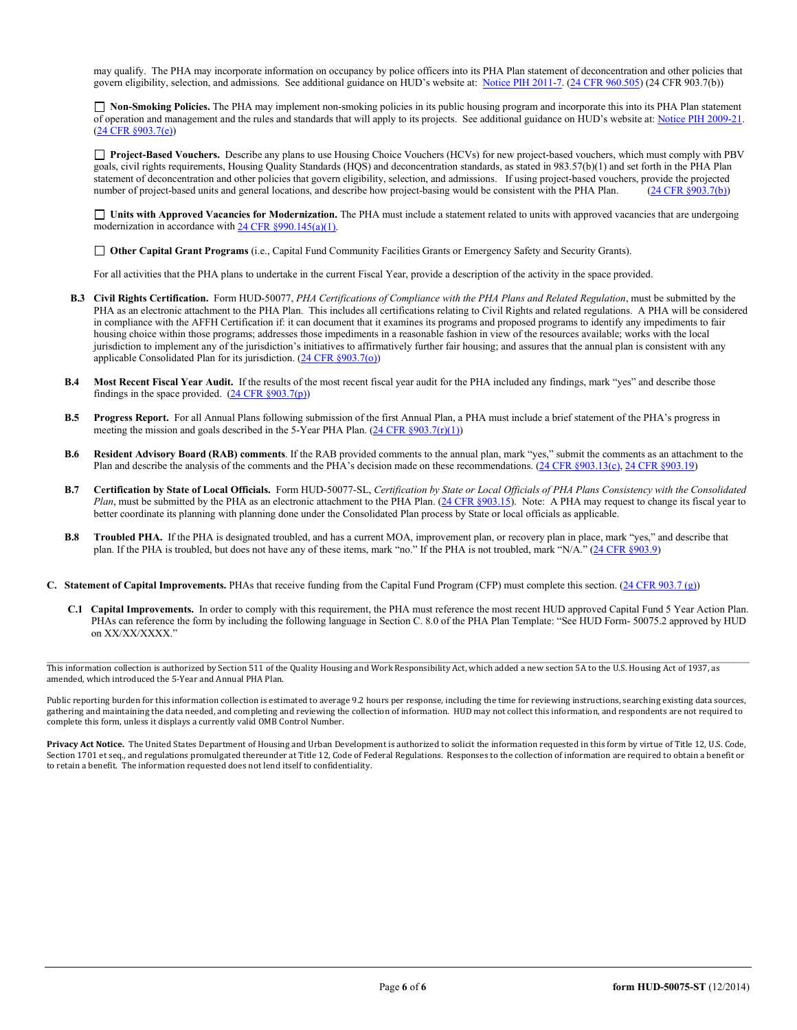may qualify. The PHA may incorporate information on occupancy by police officers into its PHA Plan statement of deconcentration and other policies that govern eligibility, selection, and admissions. See additional guidance on HUD's website at: Notice PIH 2011-7. (24 CFR 960.505) (24 CFR 903.7(b))

☐ **Non-Smoking Policies.** The PHA may implement non-smoking policies in its public housing program and incorporate this into its PHA Plan statement of operation and management and the rules and standards that will apply to its projects. See additional guidance on HUD's website at: Notice PIH 2009-21. (24 CFR §903.7(e))

☐ **Project-Based Vouchers.** Describe any plans to use Housing Choice Vouchers (HCVs) for new project-based vouchers, which must comply with PBV goals, civil rights requirements, Housing Quality Standards (HQS) and deconcentration standards, as stated in 983.57(b)(1) and set forth in the PHA Plan statement of deconcentration and other policies that govern eligibility, selection, and admissions. If using project-based vouchers, provide the projected number of project-based units and general locations, and describe how project-basing would be consistent with the PHA Plan. (24 CFR §903.7(b))

☐ **Units with Approved Vacancies for Modernization.** The PHA must include a statement related to units with approved vacancies that are undergoing modernization in accordance with 24 CFR §990.145(a)(1).

☐ **Other Capital Grant Programs** (i.e., Capital Fund Community Facilities Grants or Emergency Safety and Security Grants).

For all activities that the PHA plans to undertake in the current Fiscal Year, provide a description of the activity in the space provided.

**B.3 Civil Rights Certification.** Form HUD-50077, *PHA Certifications of Compliance with the PHA Plans and Related Regulation*, must be submitted by the PHA as an electronic attachment to the PHA Plan. This includes all certifications relating to Civil Rights and related regulations. A PHA will be considered in compliance with the AFFH Certification if: it can document that it examines its programs and proposed programs to identify any impediments to fair housing choice within those programs; addresses those impediments in a reasonable fashion in view of the resources available; works with the local jurisdiction to implement any of the jurisdiction's initiatives to affirmatively further fair housing; and assures that the annual plan is consistent with any applicable Consolidated Plan for its jurisdiction. (24 CFR §903.7(o))

**B.4 Most Recent Fiscal Year Audit.** If the results of the most recent fiscal year audit for the PHA included any findings, mark "yes" and describe those findings in the space provided. (24 CFR §903.7(p))

**B.5 Progress Report.** For all Annual Plans following submission of the first Annual Plan, a PHA must include a brief statement of the PHA's progress in meeting the mission and goals described in the 5-Year PHA Plan. (24 CFR §903.7(r)(1))

**B.6 Resident Advisory Board (RAB) comments**. If the RAB provided comments to the annual plan, mark "yes," submit the comments as an attachment to the Plan and describe the analysis of the comments and the PHA's decision made on these recommendations. (24 CFR §903.13(c), 24 CFR §903.19)

**B.7 Certification by State of Local Officials.** Form HUD-50077-SL, *Certification by State or Local Officials of PHA Plans Consistency with the Consolidated Plan*, must be submitted by the PHA as an electronic attachment to the PHA Plan. (24 CFR §903.15). Note: A PHA may request to change its fiscal year to better coordinate its planning with planning done under the Consolidated Plan process by State or local officials as applicable.

**B.8 Troubled PHA.** If the PHA is designated troubled, and has a current MOA, improvement plan, or recovery plan in place, mark "yes," and describe that plan. If the PHA is troubled, but does not have any of these items, mark "no." If the PHA is not troubled, mark "N/A." (24 CFR §903.9)

**C. Statement of Capital Improvements.** PHAs that receive funding from the Capital Fund Program (CFP) must complete this section. (24 CFR 903.7 (g))

**C.1 Capital Improvements.** In order to comply with this requirement, the PHA must reference the most recent HUD approved Capital Fund 5 Year Action Plan. PHAs can reference the form by including the following language in Section C. 8.0 of the PHA Plan Template: "See HUD Form- 50075.2 approved by HUD on XX/XX/XXXX."

---

This information collection is authorized by Section 511 of the Quality Housing and Work Responsibility Act, which added a new section 5A to the U.S. Housing Act of 1937, as amended, which introduced the 5-Year and Annual PHA Plan.

Public reporting burden for this information collection is estimated to average 9.2 hours per response, including the time for reviewing instructions, searching existing data sources, gathering and maintaining the data needed, and completing and reviewing the collection of information. HUD may not collect this information, and respondents are not required to complete this form, unless it displays a currently valid OMB Control Number.

**Privacy Act Notice.** The United States Department of Housing and Urban Development is authorized to solicit the information requested in this form by virtue of Title 12, U.S. Code, Section 1701 et seq., and regulations promulgated thereunder at Title 12, Code of Federal Regulations. Responses to the collection of information are required to obtain a benefit or to retain a benefit. The information requested does not lend itself to confidentiality.